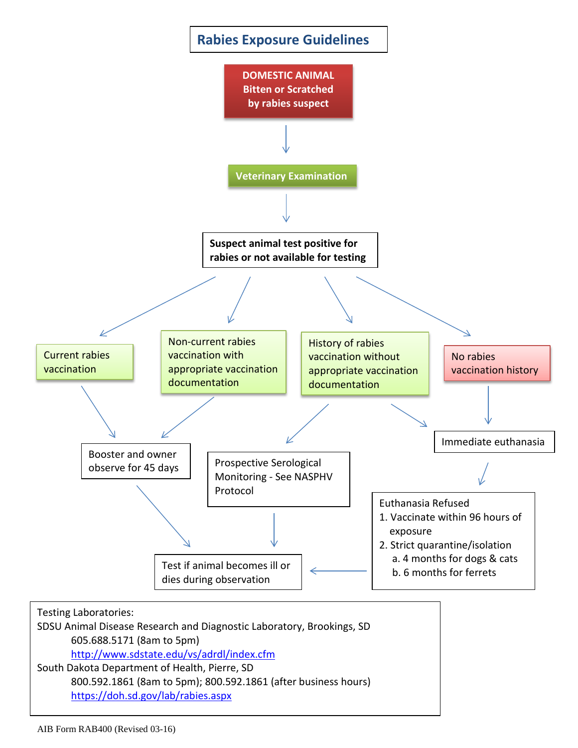# Rabies Exposure Guidelines

**DOMESTIC ANIMAL Bitten or Scratched by rabies suspect**

↓

**Veterinary Examination**

↓

**Suspect animal test positive for rabies or not available for testing**

- **Current rabies vaccination** → Booster and owner observe for 45 days → Test if animal becomes ill or dies during observation
- **Non-current rabies vaccination with appropriate vaccination documentation** → Booster and owner observe for 45 days → Test if animal becomes ill or dies during observation
- **History of rabies vaccination without appropriate vaccination documentation**
  - → Prospective Serological Monitoring - See NASPHV Protocol → Test if animal becomes ill or dies during observation
  - → Immediate euthanasia
- **No rabies vaccination history** → Immediate euthanasia

Immediate euthanasia → Euthanasia Refused:

1. Vaccinate within 96 hours of exposure
2. Strict quarantine/isolation
   a. 4 months for dogs & cats
   b. 6 months for ferrets

→ Test if animal becomes ill or dies during observation

---

Testing Laboratories:

SDSU Animal Disease Research and Diagnostic Laboratory, Brookings, SD
605.688.5171 (8am to 5pm)
http://www.sdstate.edu/vs/adrdl/index.cfm

South Dakota Department of Health, Pierre, SD
800.592.1861 (8am to 5pm); 800.592.1861 (after business hours)
https://doh.sd.gov/lab/rabies.aspx

AIB Form RAB400 (Revised 03-16)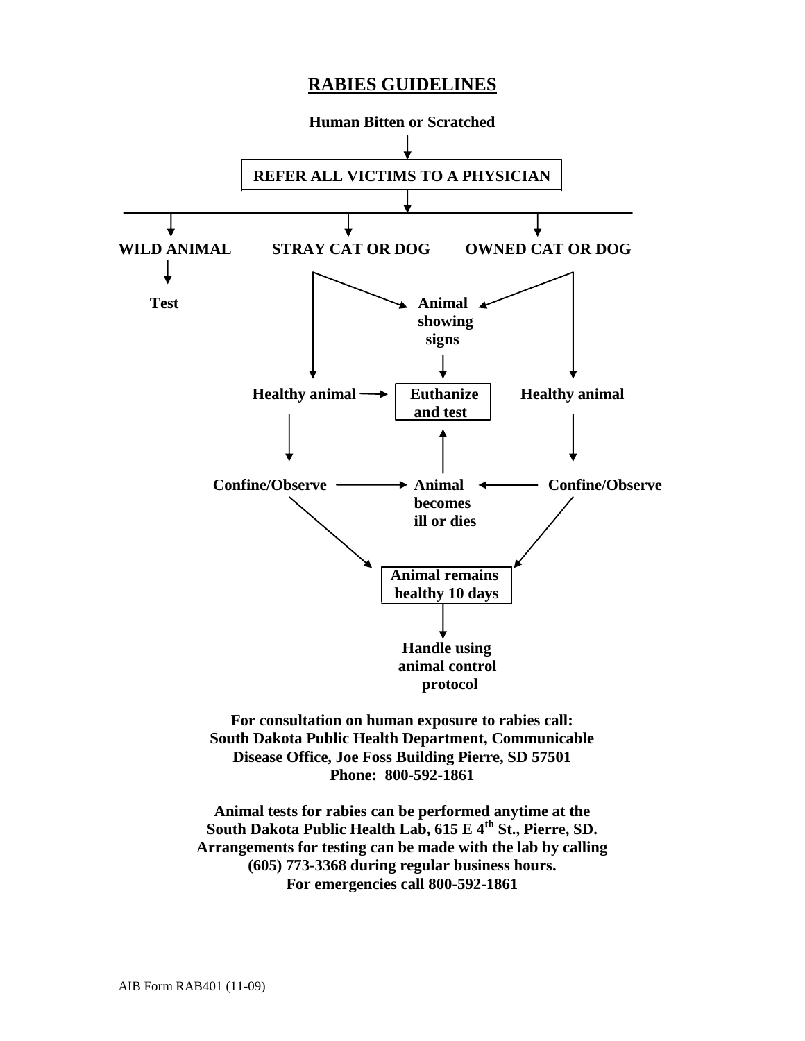# RABIES GUIDELINES

**Human Bitten or Scratched**

**REFER ALL VICTIMS TO A PHYSICIAN**

**WILD ANIMAL**

**Test**

**STRAY CAT OR DOG**

**OWNED CAT OR DOG**

**Animal showing signs**

**Healthy animal**

**Euthanize and test**

**Healthy animal**

**Confine/Observe**

**Animal becomes ill or dies**

**Confine/Observe**

**Animal remains healthy 10 days**

**Handle using animal control protocol**

**For consultation on human exposure to rabies call:**
**South Dakota Public Health Department, Communicable Disease Office, Joe Foss Building Pierre, SD 57501**
**Phone: 800-592-1861**

**Animal tests for rabies can be performed anytime at the South Dakota Public Health Lab, 615 E 4th St., Pierre, SD. Arrangements for testing can be made with the lab by calling (605) 773-3368 during regular business hours.**
**For emergencies call 800-592-1861**

AIB Form RAB401 (11-09)